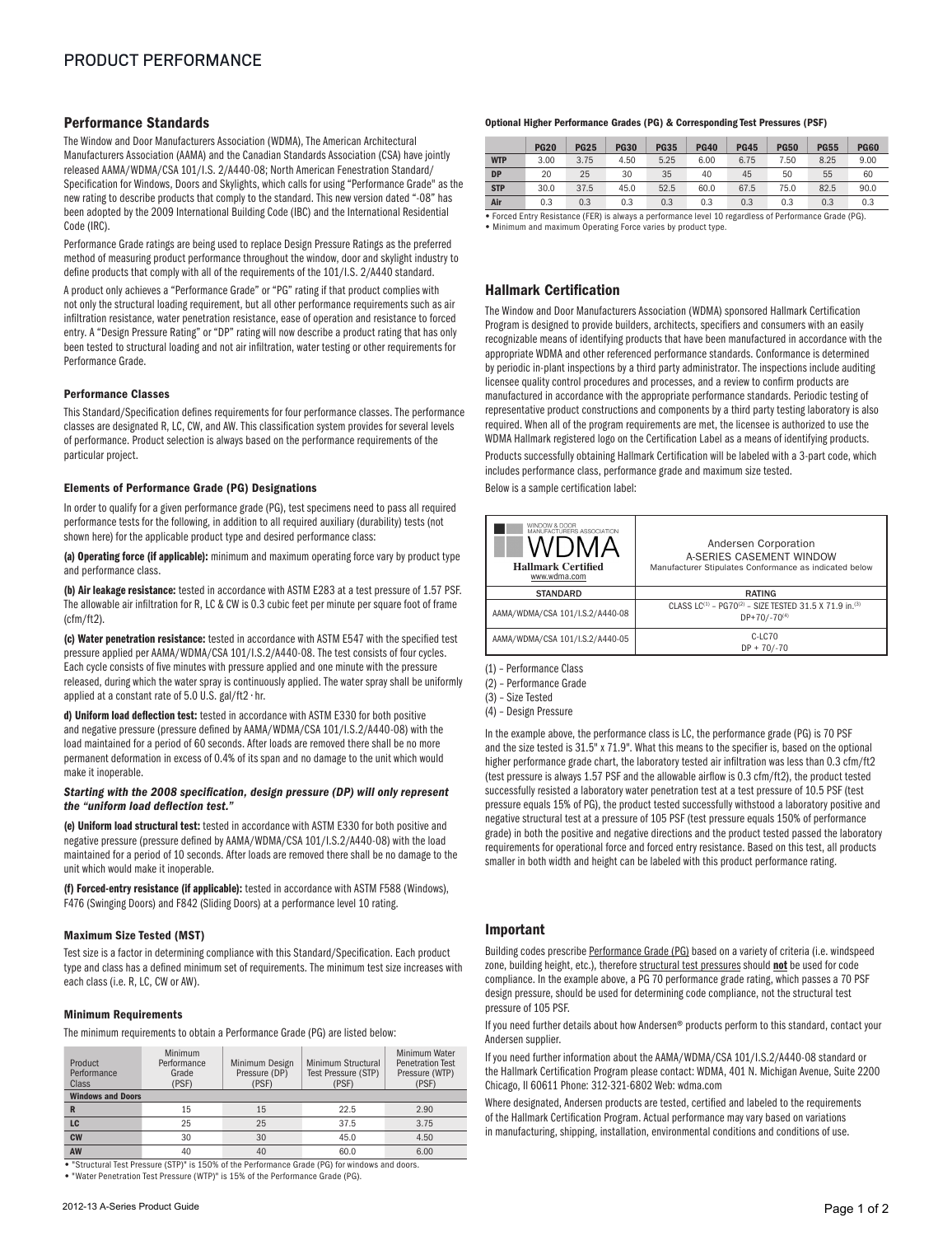# PRODUCT PERFORMANCE

## Performance Standards

The Window and Door Manufacturers Association (WDMA), The American Architectural Manufacturers Association (AAMA) and the Canadian Standards Association (CSA) have jointly released AAMA/WDMA/CSA 101/I.S. 2/A440-08; North American Fenestration Standard/Specification for Windows, Doors and Skylights, which calls for using "Performance Grade" as the new rating to describe products that comply to the standard. This new version dated "-08" has been adopted by the 2009 International Building Code (IBC) and the International Residential Code (IRC).

Performance Grade ratings are being used to replace Design Pressure Ratings as the preferred method of measuring product performance throughout the window, door and skylight industry to define products that comply with all of the requirements of the 101/I.S. 2/A440 standard.

A product only achieves a "Performance Grade" or "PG" rating if that product complies with not only the structural loading requirement, but all other performance requirements such as air infiltration resistance, water penetration resistance, ease of operation and resistance to forced entry. A "Design Pressure Rating" or "DP" rating will now describe a product rating that has only been tested to structural loading and not air infiltration, water testing or other requirements for Performance Grade.

### Performance Classes

This Standard/Specification defines requirements for four performance classes. The performance classes are designated R, LC, CW, and AW. This classification system provides for several levels of performance. Product selection is always based on the performance requirements of the particular project.

### Elements of Performance Grade (PG) Designations

In order to qualify for a given performance grade (PG), test specimens need to pass all required performance tests for the following, in addition to all required auxiliary (durability) tests (not shown here) for the applicable product type and desired performance class:

**(a) Operating force (if applicable):** minimum and maximum operating force vary by product type and performance class.

**(b) Air leakage resistance:** tested in accordance with ASTM E283 at a test pressure of 1.57 PSF. The allowable air infiltration for R, LC & CW is 0.3 cubic feet per minute per square foot of frame (cfm/ft2).

**(c) Water penetration resistance:** tested in accordance with ASTM E547 with the specified test pressure applied per AAMA/WDMA/CSA 101/I.S.2/A440-08. The test consists of four cycles. Each cycle consists of five minutes with pressure applied and one minute with the pressure released, during which the water spray is continuously applied. The water spray shall be uniformly applied at a constant rate of 5.0 U.S. gal/ft2 · hr.

**d) Uniform load deflection test:** tested in accordance with ASTM E330 for both positive and negative pressure (pressure defined by AAMA/WDMA/CSA 101/I.S.2/A440-08) with the load maintained for a period of 60 seconds. After loads are removed there shall be no more permanent deformation in excess of 0.4% of its span and no damage to the unit which would make it inoperable.

***Starting with the 2008 specification, design pressure (DP) will only represent the "uniform load deflection test."***

**(e) Uniform load structural test:** tested in accordance with ASTM E330 for both positive and negative pressure (pressure defined by AAMA/WDMA/CSA 101/I.S.2/A440-08) with the load maintained for a period of 10 seconds. After loads are removed there shall be no damage to the unit which would make it inoperable.

**(f) Forced-entry resistance (if applicable):** tested in accordance with ASTM F588 (Windows), F476 (Swinging Doors) and F842 (Sliding Doors) at a performance level 10 rating.

### Maximum Size Tested (MST)

Test size is a factor in determining compliance with this Standard/Specification. Each product type and class has a defined minimum set of requirements. The minimum test size increases with each class (i.e. R, LC, CW or AW).

### Minimum Requirements

The minimum requirements to obtain a Performance Grade (PG) are listed below:

| Product Performance Class | Minimum Performance Grade (PSF) | Minimum Design Pressure (DP) (PSF) | Minimum Structural Test Pressure (STP) (PSF) | Minimum Water Penetration Test Pressure (WTP) (PSF) |
|---|---|---|---|---|
| **Windows and Doors** | | | | |
| **R** | 15 | 15 | 22.5 | 2.90 |
| **LC** | 25 | 25 | 37.5 | 3.75 |
| **CW** | 30 | 30 | 45.0 | 4.50 |
| **AW** | 40 | 40 | 60.0 | 6.00 |

- "Structural Test Pressure (STP)" is 150% of the Performance Grade (PG) for windows and doors.
- "Water Penetration Test Pressure (WTP)" is 15% of the Performance Grade (PG).

**Optional Higher Performance Grades (PG) & Corresponding Test Pressures (PSF)**

| | PG20 | PG25 | PG30 | PG35 | PG40 | PG45 | PG50 | PG55 | PG60 |
|---|---|---|---|---|---|---|---|---|---|
| **WTP** | 3.00 | 3.75 | 4.50 | 5.25 | 6.00 | 6.75 | 7.50 | 8.25 | 9.00 |
| **DP** | 20 | 25 | 30 | 35 | 40 | 45 | 50 | 55 | 60 |
| **STP** | 30.0 | 37.5 | 45.0 | 52.5 | 60.0 | 67.5 | 75.0 | 82.5 | 90.0 |
| **Air** | 0.3 | 0.3 | 0.3 | 0.3 | 0.3 | 0.3 | 0.3 | 0.3 | 0.3 |

- Forced Entry Resistance (FER) is always a performance level 10 regardless of Performance Grade (PG).
- Minimum and maximum Operating Force varies by product type.

## Hallmark Certification

The Window and Door Manufacturers Association (WDMA) sponsored Hallmark Certification Program is designed to provide builders, architects, specifiers and consumers with an easily recognizable means of identifying products that have been manufactured in accordance with the appropriate WDMA and other referenced performance standards. Conformance is determined by periodic in-plant inspections by a third party administrator. The inspections include auditing licensee quality control procedures and processes, and a review to confirm products are manufactured in accordance with the appropriate performance standards. Periodic testing of representative product constructions and components by a third party testing laboratory is also required. When all of the program requirements are met, the licensee is authorized to use the WDMA Hallmark registered logo on the Certification Label as a means of identifying products.

Products successfully obtaining Hallmark Certification will be labeled with a 3-part code, which includes performance class, performance grade and maximum size tested.

Below is a sample certification label:

| WINDOW & DOOR MANUFACTURERS ASSOCIATION WDMA Hallmark Certified www.wdma.com | Andersen Corporation A-SERIES CASEMENT WINDOW Manufacturer Stipulates Conformance as indicated below |
|---|---|
| **STANDARD** | **RATING** |
| AAMA/WDMA/CSA 101/I.S.2/A440-08 | CLASS LC(1) – PG70(2) – SIZE TESTED 31.5 X 71.9 in.(3) DP+70/-70(4) |
| AAMA/WDMA/CSA 101/I.S.2/A440-05 | C-LC70 DP + 70/-70 |

(1) – Performance Class
(2) – Performance Grade
(3) – Size Tested
(4) – Design Pressure

In the example above, the performance class is LC, the performance grade (PG) is 70 PSF and the size tested is 31.5" x 71.9". What this means to the specifier is, based on the optional higher performance grade chart, the laboratory tested air infiltration was less than 0.3 cfm/ft2 (test pressure is always 1.57 PSF and the allowable airflow is 0.3 cfm/ft2), the product tested successfully resisted a laboratory water penetration test at a test pressure of 10.5 PSF (test pressure equals 15% of PG), the product tested successfully withstood a laboratory positive and negative structural test at a pressure of 105 PSF (test pressure equals 150% of performance grade) in both the positive and negative directions and the product tested passed the laboratory requirements for operational force and forced entry resistance. Based on this test, all products smaller in both width and height can be labeled with this product performance rating.

## Important

Building codes prescribe Performance Grade (PG) based on a variety of criteria (i.e. windspeed zone, building height, etc.), therefore structural test pressures should **not** be used for code compliance. In the example above, a PG 70 performance grade rating, which passes a 70 PSF design pressure, should be used for determining code compliance, not the structural test pressure of 105 PSF.

If you need further details about how Andersen® products perform to this standard, contact your Andersen supplier.

If you need further information about the AAMA/WDMA/CSA 101/I.S.2/A440-08 standard or the Hallmark Certification Program please contact: WDMA, 401 N. Michigan Avenue, Suite 2200 Chicago, Il 60611 Phone: 312-321-6802 Web: wdma.com

Where designated, Andersen products are tested, certified and labeled to the requirements of the Hallmark Certification Program. Actual performance may vary based on variations in manufacturing, shipping, installation, environmental conditions and conditions of use.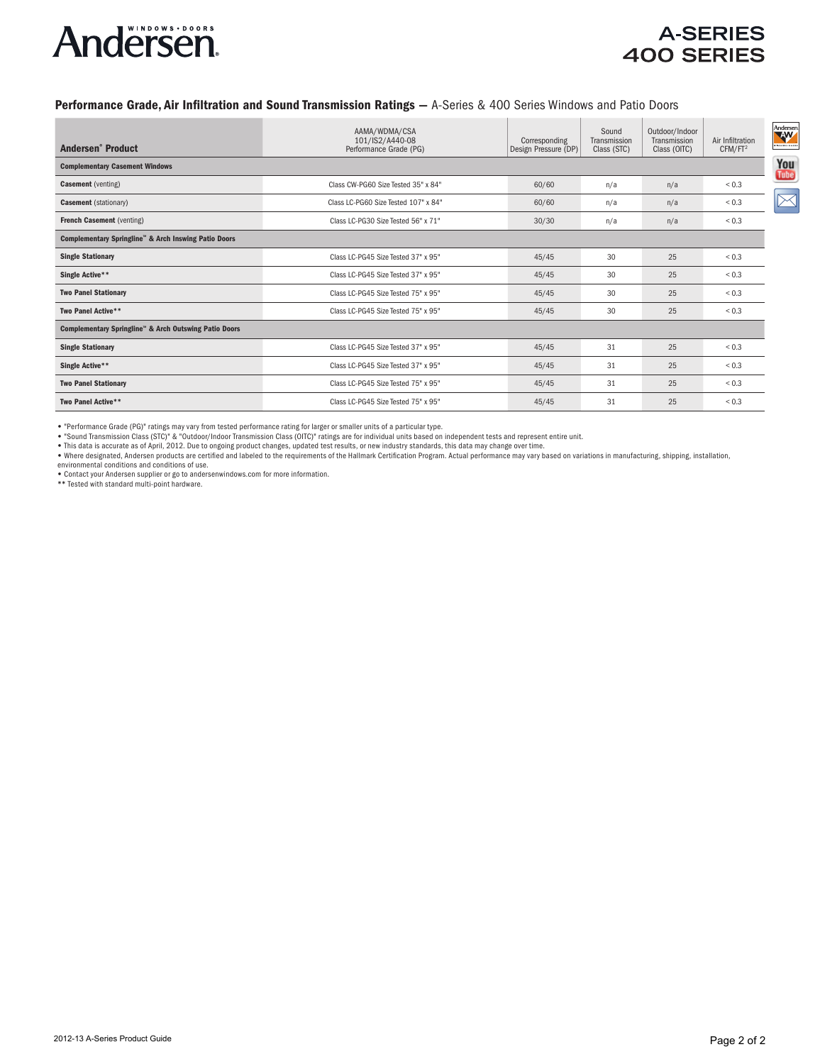## Performance Grade, Air Infiltration and Sound Transmission Ratings — A-Series & 400 Series Windows and Patio Doors

| Andersen® Product | AAMA/WDMA/CSA 101/IS2/A440-08 Performance Grade (PG) | Corresponding Design Pressure (DP) | Sound Transmission Class (STC) | Outdoor/Indoor Transmission Class (OITC) | Air Infiltration CFM/FT² |
|---|---|---|---|---|---|
| **Complementary Casement Windows** | | | | | |
| **Casement** (venting) | Class CW-PG60 Size Tested 35" x 84" | 60/60 | n/a | n/a | < 0.3 |
| **Casement** (stationary) | Class LC-PG60 Size Tested 107" x 84" | 60/60 | n/a | n/a | < 0.3 |
| **French Casement** (venting) | Class LC-PG30 Size Tested 56" x 71" | 30/30 | n/a | n/a | < 0.3 |
| **Complementary Springline™ & Arch Inswing Patio Doors** | | | | | |
| **Single Stationary** | Class LC-PG45 Size Tested 37" x 95" | 45/45 | 30 | 25 | < 0.3 |
| **Single Active**** | Class LC-PG45 Size Tested 37" x 95" | 45/45 | 30 | 25 | < 0.3 |
| **Two Panel Stationary** | Class LC-PG45 Size Tested 75" x 95" | 45/45 | 30 | 25 | < 0.3 |
| **Two Panel Active**** | Class LC-PG45 Size Tested 75" x 95" | 45/45 | 30 | 25 | < 0.3 |
| **Complementary Springline™ & Arch Outswing Patio Doors** | | | | | |
| **Single Stationary** | Class LC-PG45 Size Tested 37" x 95" | 45/45 | 31 | 25 | < 0.3 |
| **Single Active**** | Class LC-PG45 Size Tested 37" x 95" | 45/45 | 31 | 25 | < 0.3 |
| **Two Panel Stationary** | Class LC-PG45 Size Tested 75" x 95" | 45/45 | 31 | 25 | < 0.3 |
| **Two Panel Active**** | Class LC-PG45 Size Tested 75" x 95" | 45/45 | 31 | 25 | < 0.3 |

- "Performance Grade (PG)" ratings may vary from tested performance rating for larger or smaller units of a particular type.
- "Sound Transmission Class (STC)" & "Outdoor/Indoor Transmission Class (OITC)" ratings are for individual units based on independent tests and represent entire unit.
- This data is accurate as of April, 2012. Due to ongoing product changes, updated test results, or new industry standards, this data may change over time.
- Where designated, Andersen products are certified and labeled to the requirements of the Hallmark Certification Program. Actual performance may vary based on variations in manufacturing, shipping, installation, environmental conditions and conditions of use.
- Contact your Andersen supplier or go to andersenwindows.com for more information.

** Tested with standard multi-point hardware.